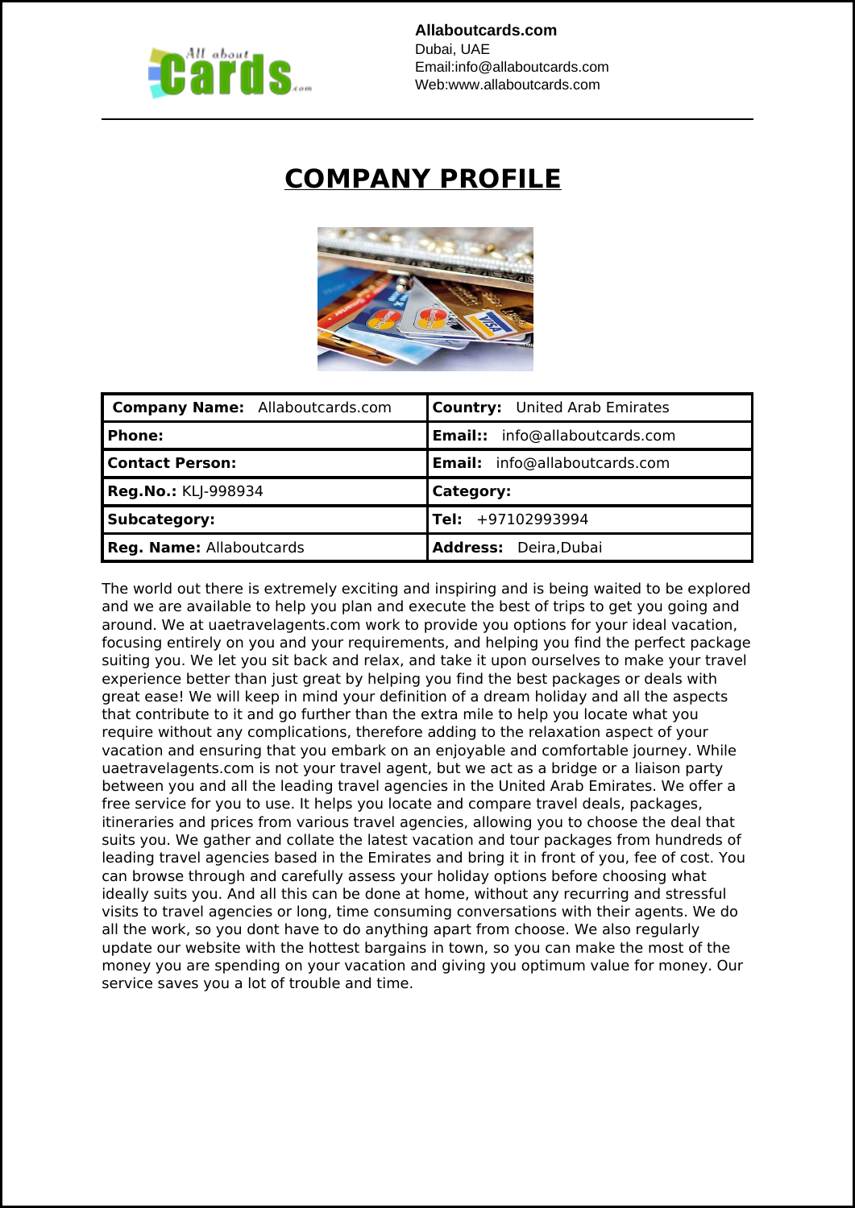**Allaboutcards.com**
Dubai, UAE
Email:info@allaboutcards.com
Web:www.allaboutcards.com

# COMPANY PROFILE

| **Company Name:** Allaboutcards.com | **Country:** United Arab Emirates |
|---|---|
| **Phone:** | **Email::** info@allaboutcards.com |
| **Contact Person:** | **Email:** info@allaboutcards.com |
| **Reg.No.:** KLJ-998934 | **Category:** |
| **Subcategory:** | **Tel:** +97102993994 |
| **Reg. Name:** Allaboutcards | **Address:** Deira,Dubai |

The world out there is extremely exciting and inspiring and is being waited to be explored and we are available to help you plan and execute the best of trips to get you going and around. We at uaetravelagents.com work to provide you options for your ideal vacation, focusing entirely on you and your requirements, and helping you find the perfect package suiting you. We let you sit back and relax, and take it upon ourselves to make your travel experience better than just great by helping you find the best packages or deals with great ease! We will keep in mind your definition of a dream holiday and all the aspects that contribute to it and go further than the extra mile to help you locate what you require without any complications, therefore adding to the relaxation aspect of your vacation and ensuring that you embark on an enjoyable and comfortable journey. While uaetravelagents.com is not your travel agent, but we act as a bridge or a liaison party between you and all the leading travel agencies in the United Arab Emirates. We offer a free service for you to use. It helps you locate and compare travel deals, packages, itineraries and prices from various travel agencies, allowing you to choose the deal that suits you. We gather and collate the latest vacation and tour packages from hundreds of leading travel agencies based in the Emirates and bring it in front of you, fee of cost. You can browse through and carefully assess your holiday options before choosing what ideally suits you. And all this can be done at home, without any recurring and stressful visits to travel agencies or long, time consuming conversations with their agents. We do all the work, so you dont have to do anything apart from choose. We also regularly update our website with the hottest bargains in town, so you can make the most of the money you are spending on your vacation and giving you optimum value for money. Our service saves you a lot of trouble and time.